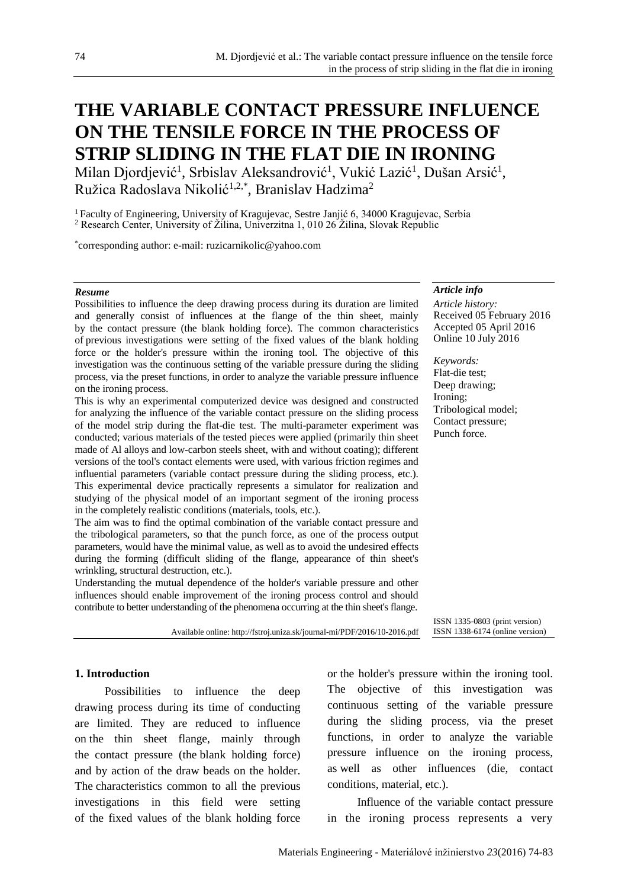# THE VARIABLE CONTACT PRESSURE INFLUENCE ON THE TENSILE FORCE IN THE PROCESS OF STRIP SLIDING IN THE FLAT DIE IN IRONING

Milan Djordjević[1], Srbislav Aleksandrović[1], Vukić Lazić[1], Dušan Arsić[1], Ružica Radoslava Nikolić[1,2,*], Branislav Hadzima[2]

[1] Faculty of Engineering, University of Kragujevac, Sestre Janjić 6, 34000 Kragujevac, Serbia
[2] Research Center, University of Žilina, Univerzitna 1, 010 26 Žilina, Slovak Republic

[*] corresponding author: e-mail: ruzicarnikolic@yahoo.com

### *Resume*

Possibilities to influence the deep drawing process during its duration are limited and generally consist of influences at the flange of the thin sheet, mainly by the contact pressure (the blank holding force). The common characteristics of previous investigations were setting of the fixed values of the blank holding force or the holder's pressure within the ironing tool. The objective of this investigation was the continuous setting of the variable pressure during the sliding process, via the preset functions, in order to analyze the variable pressure influence on the ironing process.

This is why an experimental computerized device was designed and constructed for analyzing the influence of the variable contact pressure on the sliding process of the model strip during the flat-die test. The multi-parameter experiment was conducted; various materials of the tested pieces were applied (primarily thin sheet made of Al alloys and low-carbon steels sheet, with and without coating); different versions of the tool's contact elements were used, with various friction regimes and influential parameters (variable contact pressure during the sliding process, etc.). This experimental device practically represents a simulator for realization and studying of the physical model of an important segment of the ironing process in the completely realistic conditions (materials, tools, etc.).

The aim was to find the optimal combination of the variable contact pressure and the tribological parameters, so that the punch force, as one of the process output parameters, would have the minimal value, as well as to avoid the undesired effects during the forming (difficult sliding of the flange, appearance of thin sheet's wrinkling, structural destruction, etc.).

Understanding the mutual dependence of the holder's variable pressure and other influences should enable improvement of the ironing process control and should contribute to better understanding of the phenomena occurring at the thin sheet's flange.

Available online: http://fstroj.uniza.sk/journal-mi/PDF/2016/10-2016.pdf

### *Article info*

*Article history:*
Received 05 February 2016
Accepted 05 April 2016
Online 10 July 2016

*Keywords:*
Flat-die test;
Deep drawing;
Ironing;
Tribological model;
Contact pressure;
Punch force.

ISSN 1335-0803 (print version)
ISSN 1338-6174 (online version)

## 1. Introduction

Possibilities to influence the deep drawing process during its time of conducting are limited. They are reduced to influence on the thin sheet flange, mainly through the contact pressure (the blank holding force) and by action of the draw beads on the holder. The characteristics common to all the previous investigations in this field were setting of the fixed values of the blank holding force or the holder's pressure within the ironing tool. The objective of this investigation was continuous setting of the variable pressure during the sliding process, via the preset functions, in order to analyze the variable pressure influence on the ironing process, as well as other influences (die, contact conditions, material, etc.).

Influence of the variable contact pressure in the ironing process represents a very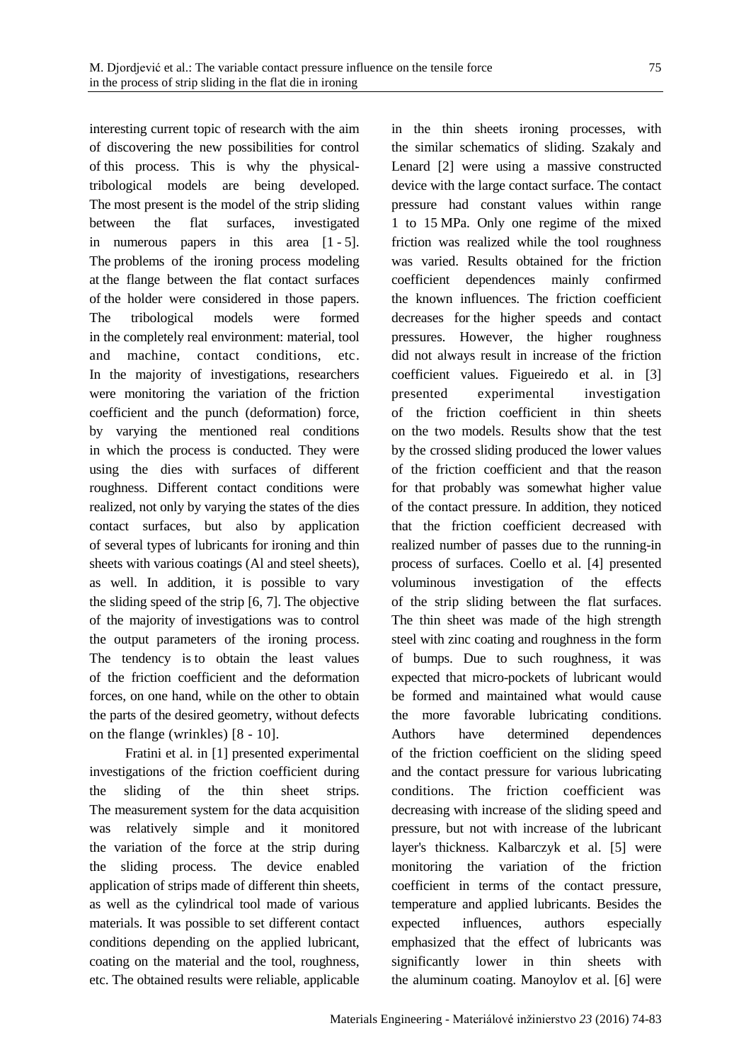interesting current topic of research with the aim of discovering the new possibilities for control of this process. This is why the physical-tribological models are being developed. The most present is the model of the strip sliding between the flat surfaces, investigated in numerous papers in this area [1 - 5]. The problems of the ironing process modeling at the flange between the flat contact surfaces of the holder were considered in those papers. The tribological models were formed in the completely real environment: material, tool and machine, contact conditions, etc. In the majority of investigations, researchers were monitoring the variation of the friction coefficient and the punch (deformation) force, by varying the mentioned real conditions in which the process is conducted. They were using the dies with surfaces of different roughness. Different contact conditions were realized, not only by varying the states of the dies contact surfaces, but also by application of several types of lubricants for ironing and thin sheets with various coatings (Al and steel sheets), as well. In addition, it is possible to vary the sliding speed of the strip [6, 7]. The objective of the majority of investigations was to control the output parameters of the ironing process. The tendency is to obtain the least values of the friction coefficient and the deformation forces, on one hand, while on the other to obtain the parts of the desired geometry, without defects on the flange (wrinkles) [8 - 10].

Fratini et al. in [1] presented experimental investigations of the friction coefficient during the sliding of the thin sheet strips. The measurement system for the data acquisition was relatively simple and it monitored the variation of the force at the strip during the sliding process. The device enabled application of strips made of different thin sheets, as well as the cylindrical tool made of various materials. It was possible to set different contact conditions depending on the applied lubricant, coating on the material and the tool, roughness, etc. The obtained results were reliable, applicable in the thin sheets ironing processes, with the similar schematics of sliding. Szakaly and Lenard [2] were using a massive constructed device with the large contact surface. The contact pressure had constant values within range 1 to 15 MPa. Only one regime of the mixed friction was realized while the tool roughness was varied. Results obtained for the friction coefficient dependences mainly confirmed the known influences. The friction coefficient decreases for the higher speeds and contact pressures. However, the higher roughness did not always result in increase of the friction coefficient values. Figueiredo et al. in [3] presented experimental investigation of the friction coefficient in thin sheets on the two models. Results show that the test by the crossed sliding produced the lower values of the friction coefficient and that the reason for that probably was somewhat higher value of the contact pressure. In addition, they noticed that the friction coefficient decreased with realized number of passes due to the running-in process of surfaces. Coello et al. [4] presented voluminous investigation of the effects of the strip sliding between the flat surfaces. The thin sheet was made of the high strength steel with zinc coating and roughness in the form of bumps. Due to such roughness, it was expected that micro-pockets of lubricant would be formed and maintained what would cause the more favorable lubricating conditions. Authors have determined dependences of the friction coefficient on the sliding speed and the contact pressure for various lubricating conditions. The friction coefficient was decreasing with increase of the sliding speed and pressure, but not with increase of the lubricant layer's thickness. Kalbarczyk et al. [5] were monitoring the variation of the friction coefficient in terms of the contact pressure, temperature and applied lubricants. Besides the expected influences, authors especially emphasized that the effect of lubricants was significantly lower in thin sheets with the aluminum coating. Manoylov et al. [6] were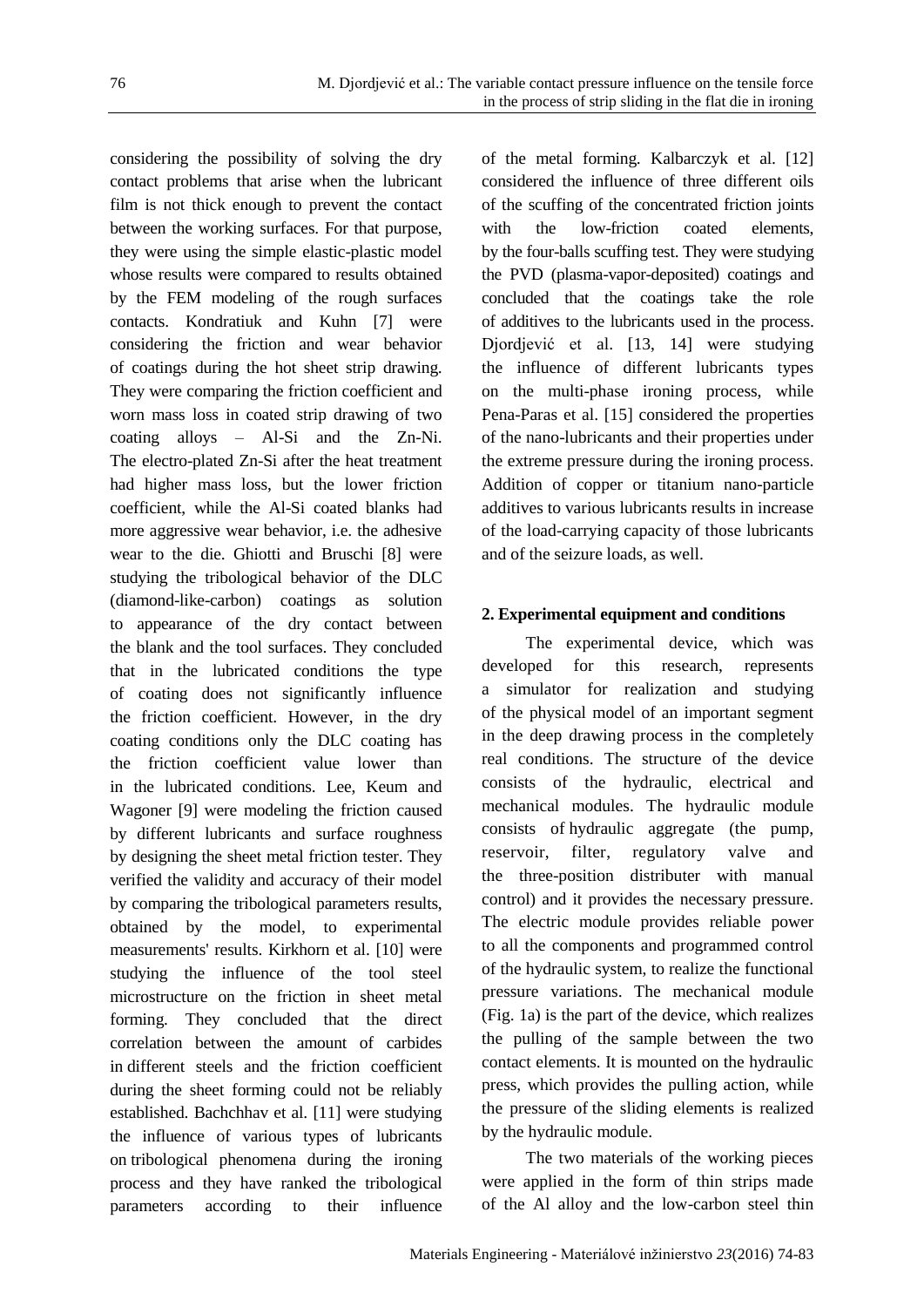considering the possibility of solving the dry contact problems that arise when the lubricant film is not thick enough to prevent the contact between the working surfaces. For that purpose, they were using the simple elastic-plastic model whose results were compared to results obtained by the FEM modeling of the rough surfaces contacts. Kondratiuk and Kuhn [7] were considering the friction and wear behavior of coatings during the hot sheet strip drawing. They were comparing the friction coefficient and worn mass loss in coated strip drawing of two coating alloys – Al-Si and the Zn-Ni. The electro-plated Zn-Si after the heat treatment had higher mass loss, but the lower friction coefficient, while the Al-Si coated blanks had more aggressive wear behavior, i.e. the adhesive wear to the die. Ghiotti and Bruschi [8] were studying the tribological behavior of the DLC (diamond-like-carbon) coatings as solution to appearance of the dry contact between the blank and the tool surfaces. They concluded that in the lubricated conditions the type of coating does not significantly influence the friction coefficient. However, in the dry coating conditions only the DLC coating has the friction coefficient value lower than in the lubricated conditions. Lee, Keum and Wagoner [9] were modeling the friction caused by different lubricants and surface roughness by designing the sheet metal friction tester. They verified the validity and accuracy of their model by comparing the tribological parameters results, obtained by the model, to experimental measurements' results. Kirkhorn et al. [10] were studying the influence of the tool steel microstructure on the friction in sheet metal forming. They concluded that the direct correlation between the amount of carbides in different steels and the friction coefficient during the sheet forming could not be reliably established. Bachchhav et al. [11] were studying the influence of various types of lubricants on tribological phenomena during the ironing process and they have ranked the tribological parameters according to their influence of the metal forming. Kalbarczyk et al. [12] considered the influence of three different oils of the scuffing of the concentrated friction joints with the low-friction coated elements, by the four-balls scuffing test. They were studying the PVD (plasma-vapor-deposited) coatings and concluded that the coatings take the role of additives to the lubricants used in the process. Djordjević et al. [13, 14] were studying the influence of different lubricants types on the multi-phase ironing process, while Pena-Paras et al. [15] considered the properties of the nano-lubricants and their properties under the extreme pressure during the ironing process. Addition of copper or titanium nano-particle additives to various lubricants results in increase of the load-carrying capacity of those lubricants and of the seizure loads, as well.

## 2. Experimental equipment and conditions

The experimental device, which was developed for this research, represents a simulator for realization and studying of the physical model of an important segment in the deep drawing process in the completely real conditions. The structure of the device consists of the hydraulic, electrical and mechanical modules. The hydraulic module consists of hydraulic aggregate (the pump, reservoir, filter, regulatory valve and the three-position distributer with manual control) and it provides the necessary pressure. The electric module provides reliable power to all the components and programmed control of the hydraulic system, to realize the functional pressure variations. The mechanical module (Fig. 1a) is the part of the device, which realizes the pulling of the sample between the two contact elements. It is mounted on the hydraulic press, which provides the pulling action, while the pressure of the sliding elements is realized by the hydraulic module.

The two materials of the working pieces were applied in the form of thin strips made of the Al alloy and the low-carbon steel thin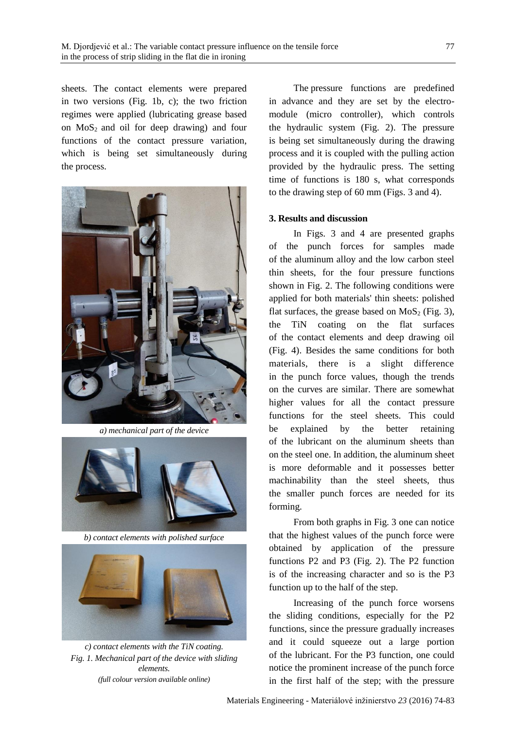sheets. The contact elements were prepared in two versions (Fig. 1b, c); the two friction regimes were applied (lubricating grease based on $MoS_2$ and oil for deep drawing) and four functions of the contact pressure variation, which is being set simultaneously during the process.

*a) mechanical part of the device*

*b) contact elements with polished surface*

*c) contact elements with the TiN coating.*
*Fig. 1. Mechanical part of the device with sliding elements.*
*(full colour version available online)*

The pressure functions are predefined in advance and they are set by the electro-module (micro controller), which controls the hydraulic system (Fig. 2). The pressure is being set simultaneously during the drawing process and it is coupled with the pulling action provided by the hydraulic press. The setting time of functions is 180 s, what corresponds to the drawing step of 60 mm (Figs. 3 and 4).

### 3. Results and discussion

In Figs. 3 and 4 are presented graphs of the punch forces for samples made of the aluminum alloy and the low carbon steel thin sheets, for the four pressure functions shown in Fig. 2. The following conditions were applied for both materials' thin sheets: polished flat surfaces, the grease based on $MoS_2$ (Fig. 3), the TiN coating on the flat surfaces of the contact elements and deep drawing oil (Fig. 4). Besides the same conditions for both materials, there is a slight difference in the punch force values, though the trends on the curves are similar. There are somewhat higher values for all the contact pressure functions for the steel sheets. This could be explained by the better retaining of the lubricant on the aluminum sheets than on the steel one. In addition, the aluminum sheet is more deformable and it possesses better machinability than the steel sheets, thus the smaller punch forces are needed for its forming.

From both graphs in Fig. 3 one can notice that the highest values of the punch force were obtained by application of the pressure functions P2 and P3 (Fig. 2). The P2 function is of the increasing character and so is the P3 function up to the half of the step.

Increasing of the punch force worsens the sliding conditions, especially for the P2 functions, since the pressure gradually increases and it could squeeze out a large portion of the lubricant. For the P3 function, one could notice the prominent increase of the punch force in the first half of the step; with the pressure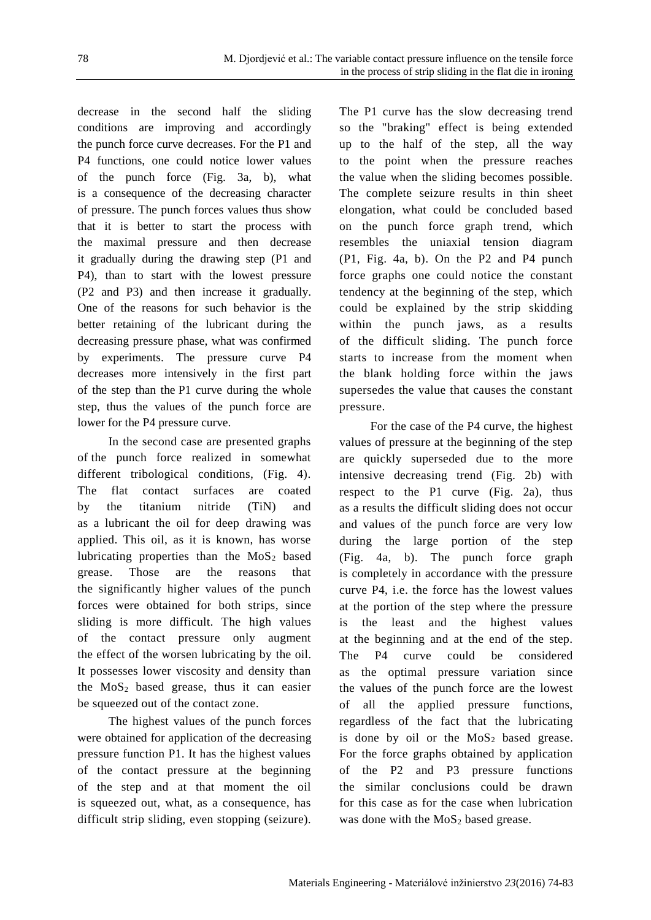decrease in the second half the sliding conditions are improving and accordingly the punch force curve decreases. For the P1 and P4 functions, one could notice lower values of the punch force (Fig. 3a, b), what is a consequence of the decreasing character of pressure. The punch forces values thus show that it is better to start the process with the maximal pressure and then decrease it gradually during the drawing step (P1 and P4), than to start with the lowest pressure (P2 and P3) and then increase it gradually. One of the reasons for such behavior is the better retaining of the lubricant during the decreasing pressure phase, what was confirmed by experiments. The pressure curve P4 decreases more intensively in the first part of the step than the P1 curve during the whole step, thus the values of the punch force are lower for the P4 pressure curve.

In the second case are presented graphs of the punch force realized in somewhat different tribological conditions, (Fig. 4). The flat contact surfaces are coated by the titanium nitride (TiN) and as a lubricant the oil for deep drawing was applied. This oil, as it is known, has worse lubricating properties than the $MoS_2$ based grease. Those are the reasons that the significantly higher values of the punch forces were obtained for both strips, since sliding is more difficult. The high values of the contact pressure only augment the effect of the worsen lubricating by the oil. It possesses lower viscosity and density than the $MoS_2$ based grease, thus it can easier be squeezed out of the contact zone.

The highest values of the punch forces were obtained for application of the decreasing pressure function P1. It has the highest values of the contact pressure at the beginning of the step and at that moment the oil is squeezed out, what, as a consequence, has difficult strip sliding, even stopping (seizure). The P1 curve has the slow decreasing trend so the "braking" effect is being extended up to the half of the step, all the way to the point when the pressure reaches the value when the sliding becomes possible. The complete seizure results in thin sheet elongation, what could be concluded based on the punch force graph trend, which resembles the uniaxial tension diagram (P1, Fig. 4a, b). On the P2 and P4 punch force graphs one could notice the constant tendency at the beginning of the step, which could be explained by the strip skidding within the punch jaws, as a results of the difficult sliding. The punch force starts to increase from the moment when the blank holding force within the jaws supersedes the value that causes the constant pressure.

For the case of the P4 curve, the highest values of pressure at the beginning of the step are quickly superseded due to the more intensive decreasing trend (Fig. 2b) with respect to the P1 curve (Fig. 2a), thus as a results the difficult sliding does not occur and values of the punch force are very low during the large portion of the step (Fig. 4a, b). The punch force graph is completely in accordance with the pressure curve P4, i.e. the force has the lowest values at the portion of the step where the pressure is the least and the highest values at the beginning and at the end of the step. The P4 curve could be considered as the optimal pressure variation since the values of the punch force are the lowest of all the applied pressure functions, regardless of the fact that the lubricating is done by oil or the $MoS_2$ based grease. For the force graphs obtained by application of the P2 and P3 pressure functions the similar conclusions could be drawn for this case as for the case when lubrication was done with the $MoS_2$ based grease.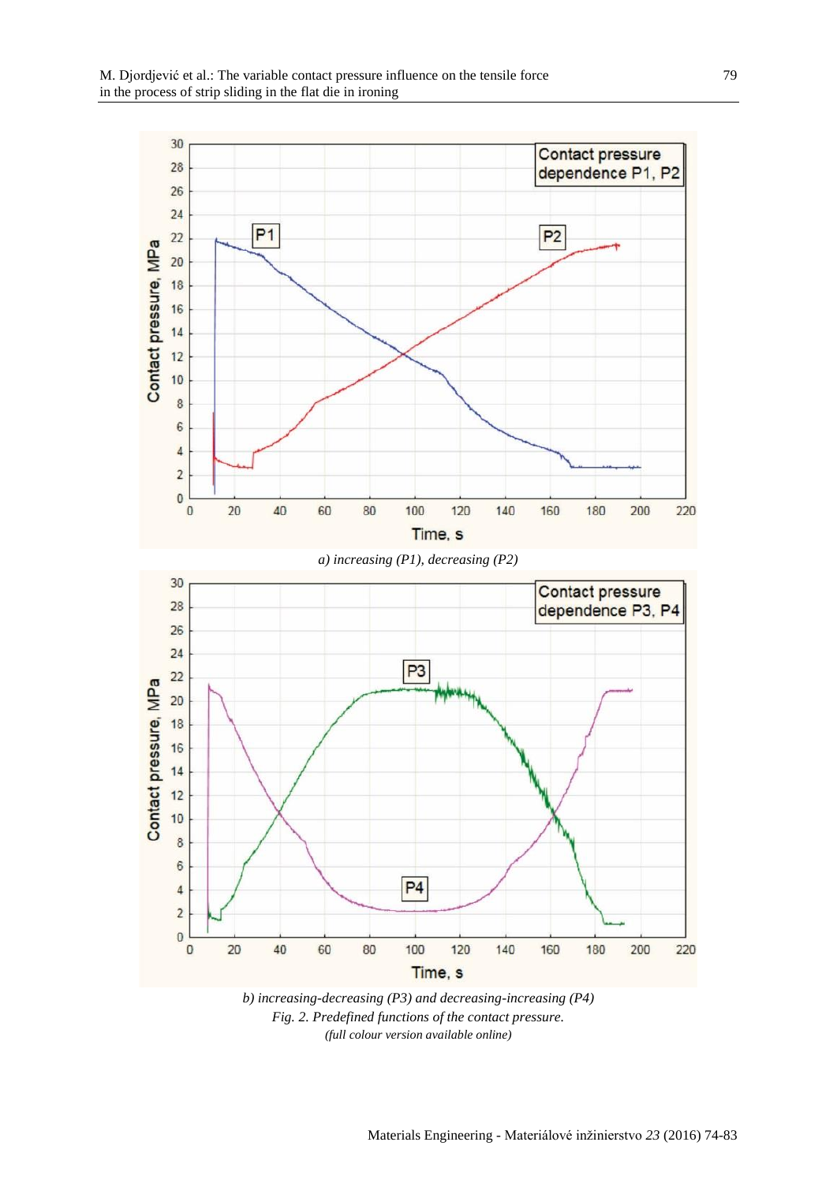a) increasing (P1), decreasing (P2)

b) increasing-decreasing (P3) and decreasing-increasing (P4)

*Fig. 2. Predefined functions of the contact pressure.*

*(full colour version available online)*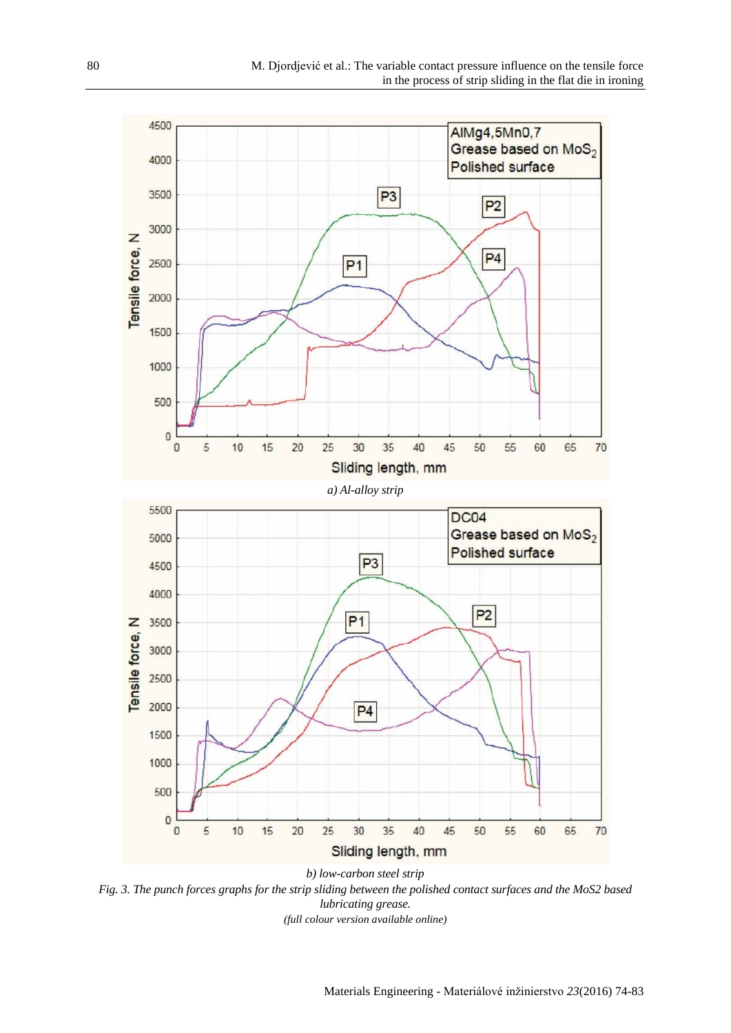*a) Al-alloy strip*

*b) low-carbon steel strip*

*Fig. 3. The punch forces graphs for the strip sliding between the polished contact surfaces and the MoS2 based lubricating grease.*

*(full colour version available online)*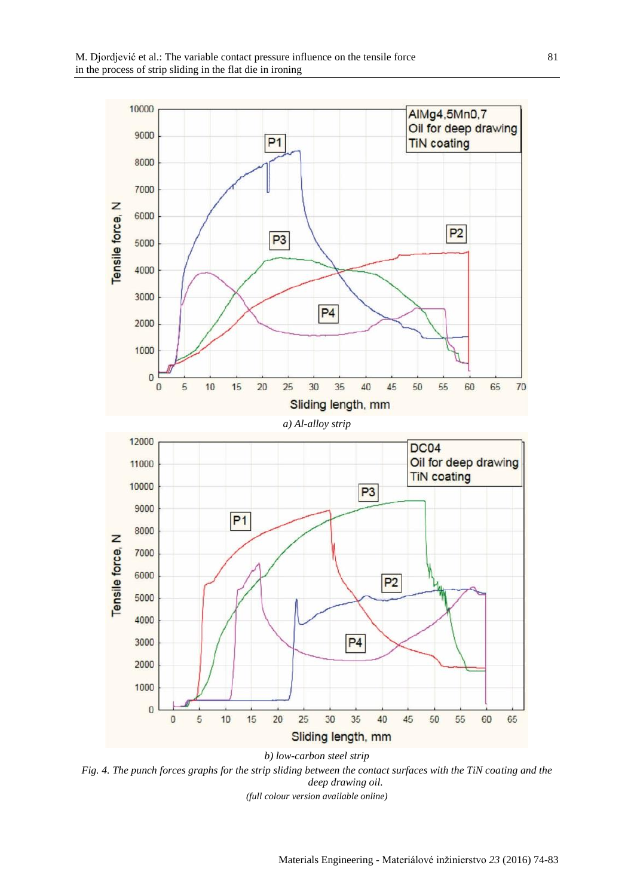*a) Al-alloy strip*

*b) low-carbon steel strip*

*Fig. 4. The punch forces graphs for the strip sliding between the contact surfaces with the TiN coating and the deep drawing oil.*

*(full colour version available online)*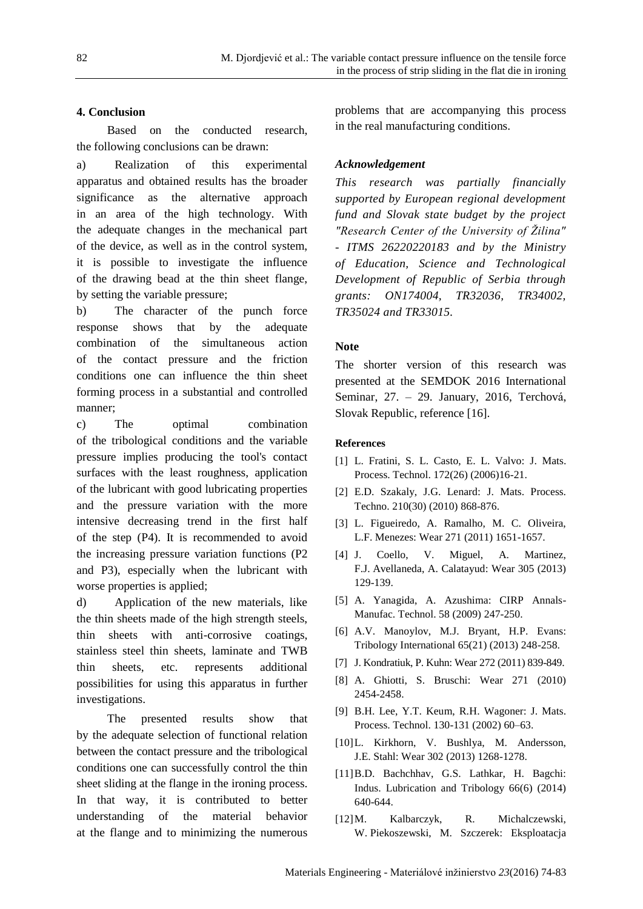## 4. Conclusion

Based on the conducted research, the following conclusions can be drawn:

a) Realization of this experimental apparatus and obtained results has the broader significance as the alternative approach in an area of the high technology. With the adequate changes in the mechanical part of the device, as well as in the control system, it is possible to investigate the influence of the drawing bead at the thin sheet flange, by setting the variable pressure;

b) The character of the punch force response shows that by the adequate combination of the simultaneous action of the contact pressure and the friction conditions one can influence the thin sheet forming process in a substantial and controlled manner;

c) The optimal combination of the tribological conditions and the variable pressure implies producing the tool's contact surfaces with the least roughness, application of the lubricant with good lubricating properties and the pressure variation with the more intensive decreasing trend in the first half of the step (P4). It is recommended to avoid the increasing pressure variation functions (P2 and P3), especially when the lubricant with worse properties is applied;

d) Application of the new materials, like the thin sheets made of the high strength steels, thin sheets with anti-corrosive coatings, stainless steel thin sheets, laminate and TWB thin sheets, etc. represents additional possibilities for using this apparatus in further investigations.

The presented results show that by the adequate selection of functional relation between the contact pressure and the tribological conditions one can successfully control the thin sheet sliding at the flange in the ironing process. In that way, it is contributed to better understanding of the material behavior at the flange and to minimizing the numerous problems that are accompanying this process in the real manufacturing conditions.

### *Acknowledgement*

*This research was partially financially supported by European regional development fund and Slovak state budget by the project "Research Center of the University of Žilina" - ITMS 26220220183 and by the Ministry of Education, Science and Technological Development of Republic of Serbia through grants: ON174004, TR32036, TR34002, TR35024 and TR33015.*

### Note

The shorter version of this research was presented at the SEMDOK 2016 International Seminar, 27. – 29. January, 2016, Terchová, Slovak Republic, reference [16].

### References

[1] L. Fratini, S. L. Casto, E. L. Valvo: J. Mats. Process. Technol. 172(26) (2006)16-21.

[2] E.D. Szakaly, J.G. Lenard: J. Mats. Process. Techno. 210(30) (2010) 868-876.

[3] L. Figueiredo, A. Ramalho, M. C. Oliveira, L.F. Menezes: Wear 271 (2011) 1651-1657.

[4] J. Coello, V. Miguel, A. Martinez, F.J. Avellaneda, A. Calatayud: Wear 305 (2013) 129-139.

[5] A. Yanagida, A. Azushima: CIRP Annals-Manufac. Technol. 58 (2009) 247-250.

[6] A.V. Manoylov, M.J. Bryant, H.P. Evans: Tribology International 65(21) (2013) 248-258.

[7] J. Kondratiuk, P. Kuhn: Wear 272 (2011) 839-849.

[8] A. Ghiotti, S. Bruschi: Wear 271 (2010) 2454-2458.

[9] B.H. Lee, Y.T. Keum, R.H. Wagoner: J. Mats. Process. Technol. 130-131 (2002) 60–63.

[10] L. Kirkhorn, V. Bushlya, M. Andersson, J.E. Stahl: Wear 302 (2013) 1268-1278.

[11] B.D. Bachchhav, G.S. Lathkar, H. Bagchi: Indus. Lubrication and Tribology 66(6) (2014) 640-644.

[12] M. Kalbarczyk, R. Michalczewski, W. Piekoszewski, M. Szczerek: Eksploatacja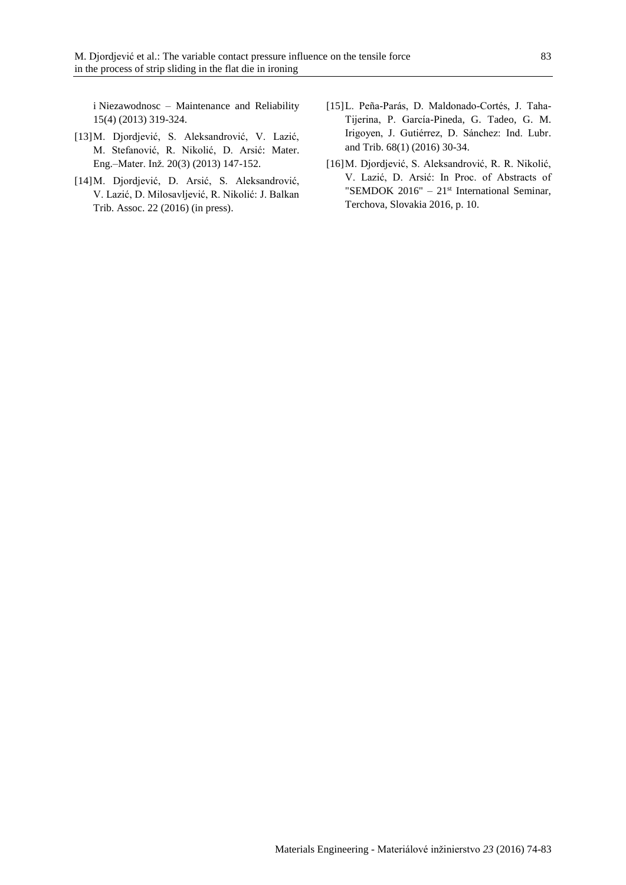i Niezawodnosc – Maintenance and Reliability 15(4) (2013) 319-324.

[13] M. Djordjević, S. Aleksandrović, V. Lazić, M. Stefanović, R. Nikolić, D. Arsić: Mater. Eng.–Mater. Inž. 20(3) (2013) 147-152.

[14] M. Djordjević, D. Arsić, S. Aleksandrović, V. Lazić, D. Milosavljević, R. Nikolić: J. Balkan Trib. Assoc. 22 (2016) (in press).

[15] L. Peña-Parás, D. Maldonado-Cortés, J. Taha-Tijerina, P. García-Pineda, G. Tadeo, G. M. Irigoyen, J. Gutiérrez, D. Sánchez: Ind. Lubr. and Trib. 68(1) (2016) 30-34.

[16] M. Djordjević, S. Aleksandrović, R. R. Nikolić, V. Lazić, D. Arsić: In Proc. of Abstracts of "SEMDOK 2016" – 21st International Seminar, Terchova, Slovakia 2016, p. 10.